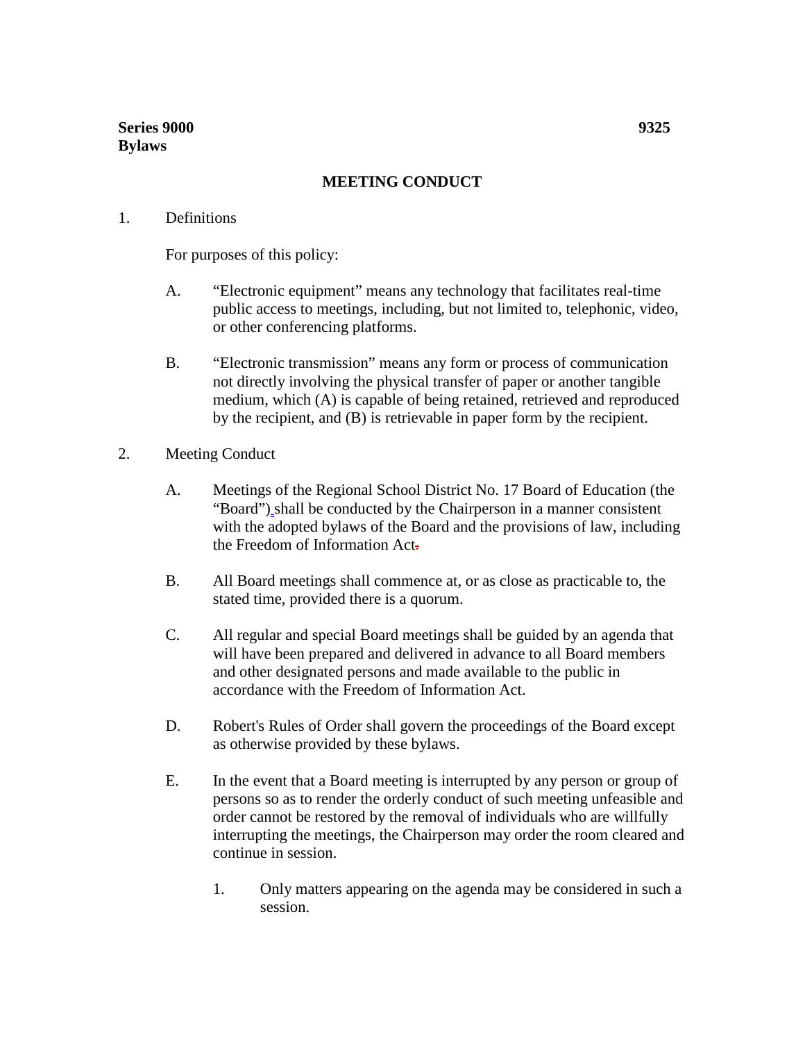**Series 9000** **9325**
**Bylaws**

# MEETING CONDUCT

1. Definitions

   For purposes of this policy:

   A. "Electronic equipment" means any technology that facilitates real-time public access to meetings, including, but not limited to, telephonic, video, or other conferencing platforms.

   B. "Electronic transmission" means any form or process of communication not directly involving the physical transfer of paper or another tangible medium, which (A) is capable of being retained, retrieved and reproduced by the recipient, and (B) is retrievable in paper form by the recipient.

2. Meeting Conduct

   A. Meetings of the Regional School District No. 17 Board of Education (the "Board") shall be conducted by the Chairperson in a manner consistent with the adopted bylaws of the Board and the provisions of law, including the Freedom of Information Act.

   B. All Board meetings shall commence at, or as close as practicable to, the stated time, provided there is a quorum.

   C. All regular and special Board meetings shall be guided by an agenda that will have been prepared and delivered in advance to all Board members and other designated persons and made available to the public in accordance with the Freedom of Information Act.

   D. Robert's Rules of Order shall govern the proceedings of the Board except as otherwise provided by these bylaws.

   E. In the event that a Board meeting is interrupted by any person or group of persons so as to render the orderly conduct of such meeting unfeasible and order cannot be restored by the removal of individuals who are willfully interrupting the meetings, the Chairperson may order the room cleared and continue in session.

      1. Only matters appearing on the agenda may be considered in such a session.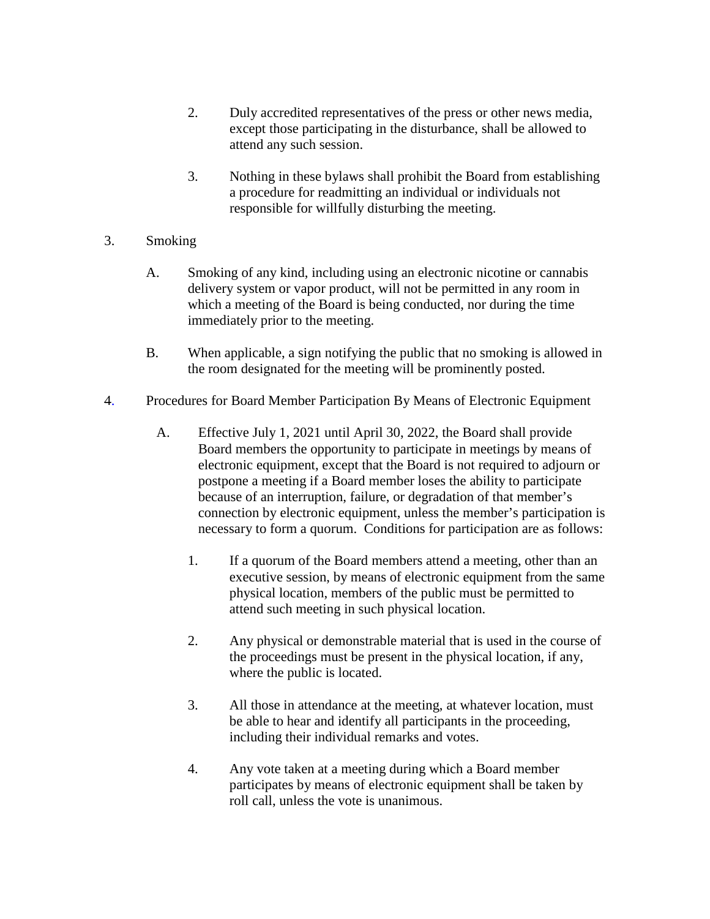2. Duly accredited representatives of the press or other news media, except those participating in the disturbance, shall be allowed to attend any such session.

3. Nothing in these bylaws shall prohibit the Board from establishing a procedure for readmitting an individual or individuals not responsible for willfully disturbing the meeting.

3. Smoking

   A. Smoking of any kind, including using an electronic nicotine or cannabis delivery system or vapor product, will not be permitted in any room in which a meeting of the Board is being conducted, nor during the time immediately prior to the meeting.

   B. When applicable, a sign notifying the public that no smoking is allowed in the room designated for the meeting will be prominently posted.

4. Procedures for Board Member Participation By Means of Electronic Equipment

   A. Effective July 1, 2021 until April 30, 2022, the Board shall provide Board members the opportunity to participate in meetings by means of electronic equipment, except that the Board is not required to adjourn or postpone a meeting if a Board member loses the ability to participate because of an interruption, failure, or degradation of that member's connection by electronic equipment, unless the member's participation is necessary to form a quorum. Conditions for participation are as follows:

      1. If a quorum of the Board members attend a meeting, other than an executive session, by means of electronic equipment from the same physical location, members of the public must be permitted to attend such meeting in such physical location.

      2. Any physical or demonstrable material that is used in the course of the proceedings must be present in the physical location, if any, where the public is located.

      3. All those in attendance at the meeting, at whatever location, must be able to hear and identify all participants in the proceeding, including their individual remarks and votes.

      4. Any vote taken at a meeting during which a Board member participates by means of electronic equipment shall be taken by roll call, unless the vote is unanimous.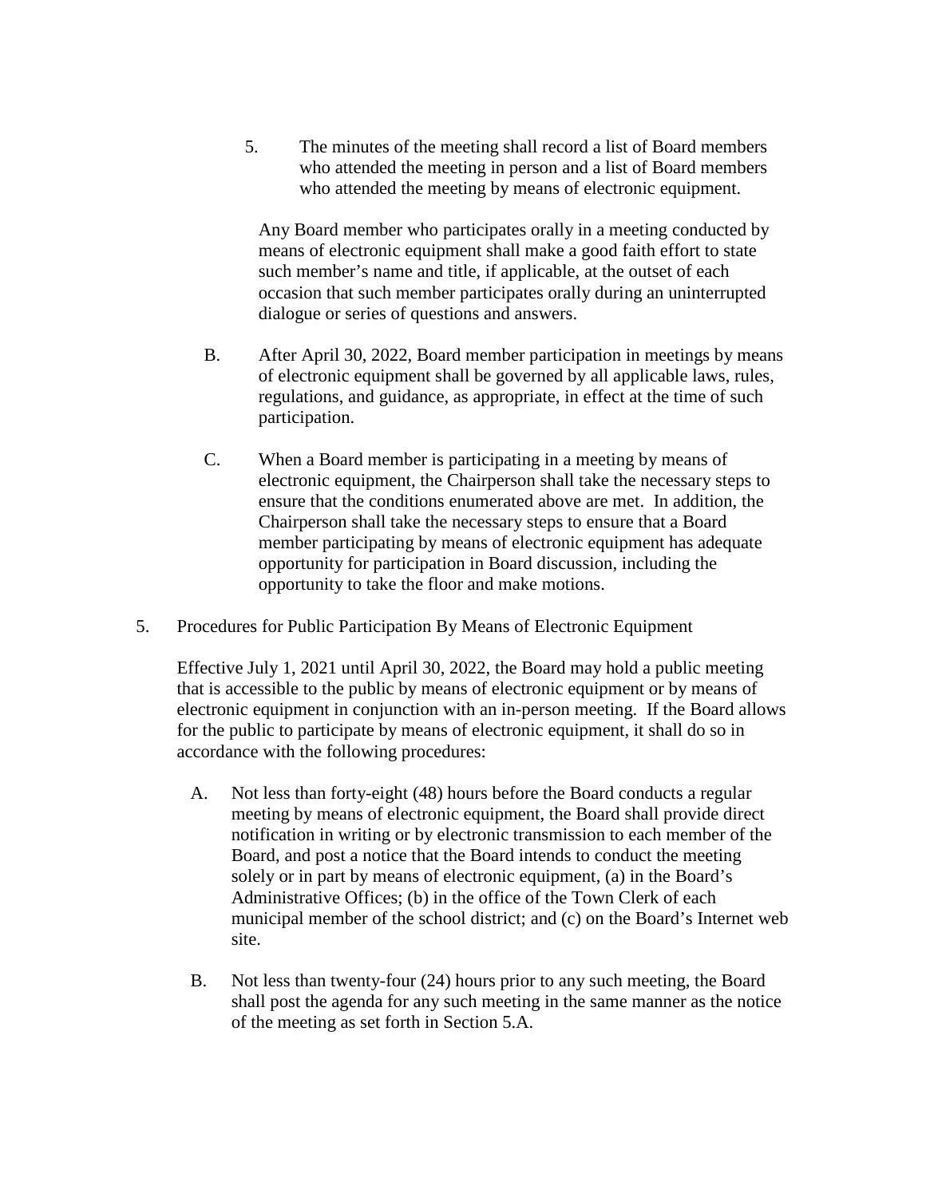5. The minutes of the meeting shall record a list of Board members who attended the meeting in person and a list of Board members who attended the meeting by means of electronic equipment.

Any Board member who participates orally in a meeting conducted by means of electronic equipment shall make a good faith effort to state such member's name and title, if applicable, at the outset of each occasion that such member participates orally during an uninterrupted dialogue or series of questions and answers.

B. After April 30, 2022, Board member participation in meetings by means of electronic equipment shall be governed by all applicable laws, rules, regulations, and guidance, as appropriate, in effect at the time of such participation.

C. When a Board member is participating in a meeting by means of electronic equipment, the Chairperson shall take the necessary steps to ensure that the conditions enumerated above are met. In addition, the Chairperson shall take the necessary steps to ensure that a Board member participating by means of electronic equipment has adequate opportunity for participation in Board discussion, including the opportunity to take the floor and make motions.

5. Procedures for Public Participation By Means of Electronic Equipment

Effective July 1, 2021 until April 30, 2022, the Board may hold a public meeting that is accessible to the public by means of electronic equipment or by means of electronic equipment in conjunction with an in-person meeting. If the Board allows for the public to participate by means of electronic equipment, it shall do so in accordance with the following procedures:

A. Not less than forty-eight (48) hours before the Board conducts a regular meeting by means of electronic equipment, the Board shall provide direct notification in writing or by electronic transmission to each member of the Board, and post a notice that the Board intends to conduct the meeting solely or in part by means of electronic equipment, (a) in the Board's Administrative Offices; (b) in the office of the Town Clerk of each municipal member of the school district; and (c) on the Board's Internet web site.

B. Not less than twenty-four (24) hours prior to any such meeting, the Board shall post the agenda for any such meeting in the same manner as the notice of the meeting as set forth in Section 5.A.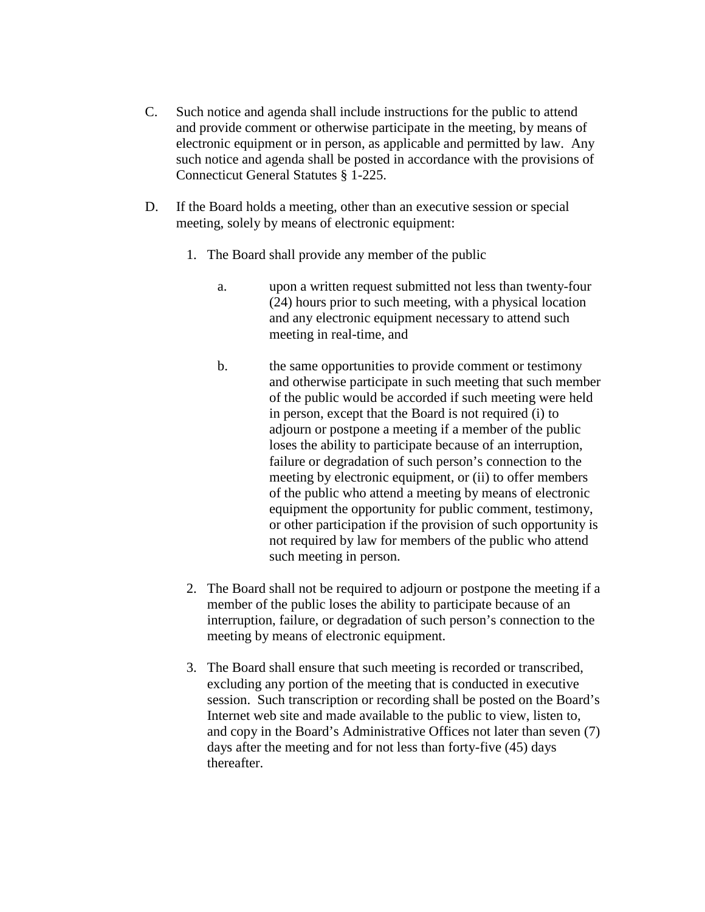C. Such notice and agenda shall include instructions for the public to attend and provide comment or otherwise participate in the meeting, by means of electronic equipment or in person, as applicable and permitted by law. Any such notice and agenda shall be posted in accordance with the provisions of Connecticut General Statutes § 1-225.

D. If the Board holds a meeting, other than an executive session or special meeting, solely by means of electronic equipment:

1. The Board shall provide any member of the public

   a. upon a written request submitted not less than twenty-four (24) hours prior to such meeting, with a physical location and any electronic equipment necessary to attend such meeting in real-time, and

   b. the same opportunities to provide comment or testimony and otherwise participate in such meeting that such member of the public would be accorded if such meeting were held in person, except that the Board is not required (i) to adjourn or postpone a meeting if a member of the public loses the ability to participate because of an interruption, failure or degradation of such person's connection to the meeting by electronic equipment, or (ii) to offer members of the public who attend a meeting by means of electronic equipment the opportunity for public comment, testimony, or other participation if the provision of such opportunity is not required by law for members of the public who attend such meeting in person.

2. The Board shall not be required to adjourn or postpone the meeting if a member of the public loses the ability to participate because of an interruption, failure, or degradation of such person's connection to the meeting by means of electronic equipment.

3. The Board shall ensure that such meeting is recorded or transcribed, excluding any portion of the meeting that is conducted in executive session. Such transcription or recording shall be posted on the Board's Internet web site and made available to the public to view, listen to, and copy in the Board's Administrative Offices not later than seven (7) days after the meeting and for not less than forty-five (45) days thereafter.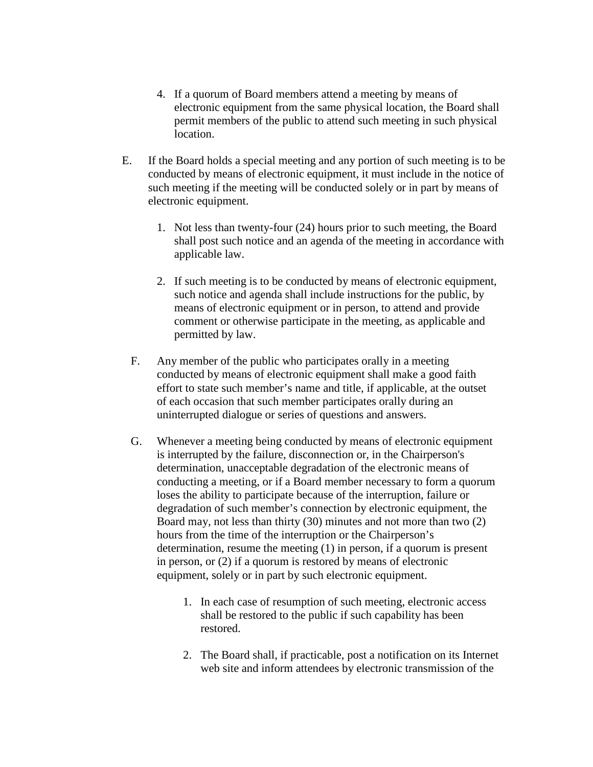4. If a quorum of Board members attend a meeting by means of electronic equipment from the same physical location, the Board shall permit members of the public to attend such meeting in such physical location.

E. If the Board holds a special meeting and any portion of such meeting is to be conducted by means of electronic equipment, it must include in the notice of such meeting if the meeting will be conducted solely or in part by means of electronic equipment.

   1. Not less than twenty-four (24) hours prior to such meeting, the Board shall post such notice and an agenda of the meeting in accordance with applicable law.

   2. If such meeting is to be conducted by means of electronic equipment, such notice and agenda shall include instructions for the public, by means of electronic equipment or in person, to attend and provide comment or otherwise participate in the meeting, as applicable and permitted by law.

F. Any member of the public who participates orally in a meeting conducted by means of electronic equipment shall make a good faith effort to state such member's name and title, if applicable, at the outset of each occasion that such member participates orally during an uninterrupted dialogue or series of questions and answers.

G. Whenever a meeting being conducted by means of electronic equipment is interrupted by the failure, disconnection or, in the Chairperson's determination, unacceptable degradation of the electronic means of conducting a meeting, or if a Board member necessary to form a quorum loses the ability to participate because of the interruption, failure or degradation of such member's connection by electronic equipment, the Board may, not less than thirty (30) minutes and not more than two (2) hours from the time of the interruption or the Chairperson's determination, resume the meeting (1) in person, if a quorum is present in person, or (2) if a quorum is restored by means of electronic equipment, solely or in part by such electronic equipment.

   1. In each case of resumption of such meeting, electronic access shall be restored to the public if such capability has been restored.

   2. The Board shall, if practicable, post a notification on its Internet web site and inform attendees by electronic transmission of the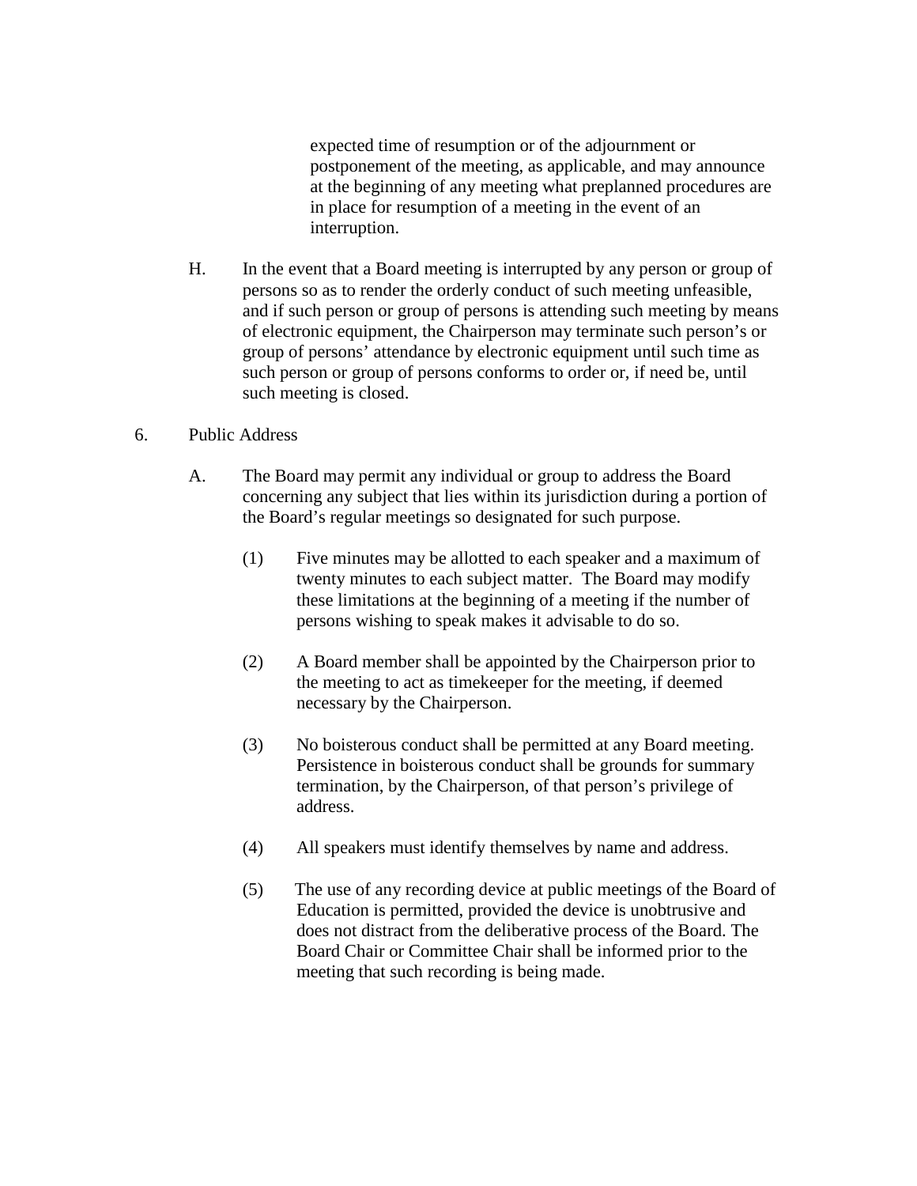expected time of resumption or of the adjournment or postponement of the meeting, as applicable, and may announce at the beginning of any meeting what preplanned procedures are in place for resumption of a meeting in the event of an interruption.

H. In the event that a Board meeting is interrupted by any person or group of persons so as to render the orderly conduct of such meeting unfeasible, and if such person or group of persons is attending such meeting by means of electronic equipment, the Chairperson may terminate such person's or group of persons' attendance by electronic equipment until such time as such person or group of persons conforms to order or, if need be, until such meeting is closed.

6. Public Address

A. The Board may permit any individual or group to address the Board concerning any subject that lies within its jurisdiction during a portion of the Board's regular meetings so designated for such purpose.

(1) Five minutes may be allotted to each speaker and a maximum of twenty minutes to each subject matter. The Board may modify these limitations at the beginning of a meeting if the number of persons wishing to speak makes it advisable to do so.

(2) A Board member shall be appointed by the Chairperson prior to the meeting to act as timekeeper for the meeting, if deemed necessary by the Chairperson.

(3) No boisterous conduct shall be permitted at any Board meeting. Persistence in boisterous conduct shall be grounds for summary termination, by the Chairperson, of that person's privilege of address.

(4) All speakers must identify themselves by name and address.

(5) The use of any recording device at public meetings of the Board of Education is permitted, provided the device is unobtrusive and does not distract from the deliberative process of the Board. The Board Chair or Committee Chair shall be informed prior to the meeting that such recording is being made.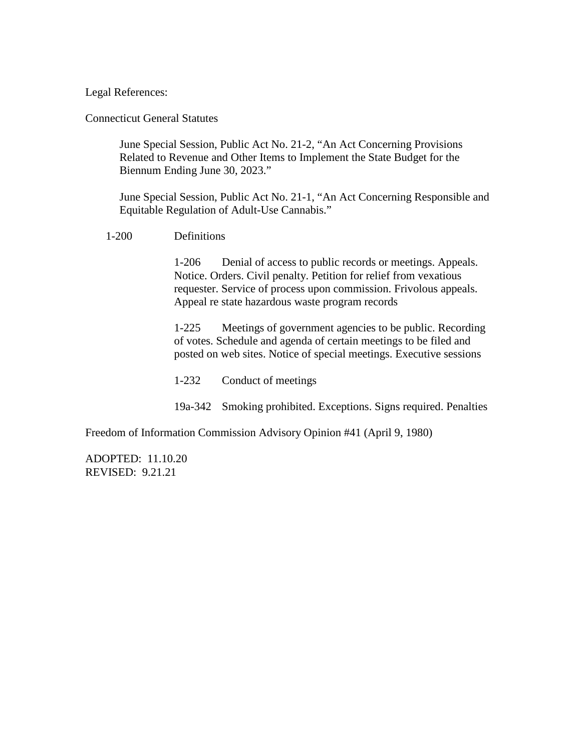Legal References:

Connecticut General Statutes

June Special Session, Public Act No. 21-2, “An Act Concerning Provisions Related to Revenue and Other Items to Implement the State Budget for the Biennum Ending June 30, 2023.”

June Special Session, Public Act No. 21-1, “An Act Concerning Responsible and Equitable Regulation of Adult-Use Cannabis.”

1-200 Definitions

1-206 Denial of access to public records or meetings. Appeals. Notice. Orders. Civil penalty. Petition for relief from vexatious requester. Service of process upon commission. Frivolous appeals. Appeal re state hazardous waste program records

1-225 Meetings of government agencies to be public. Recording of votes. Schedule and agenda of certain meetings to be filed and posted on web sites. Notice of special meetings. Executive sessions

1-232 Conduct of meetings

19a-342 Smoking prohibited. Exceptions. Signs required. Penalties

Freedom of Information Commission Advisory Opinion #41 (April 9, 1980)

ADOPTED: 11.10.20
REVISED: 9.21.21